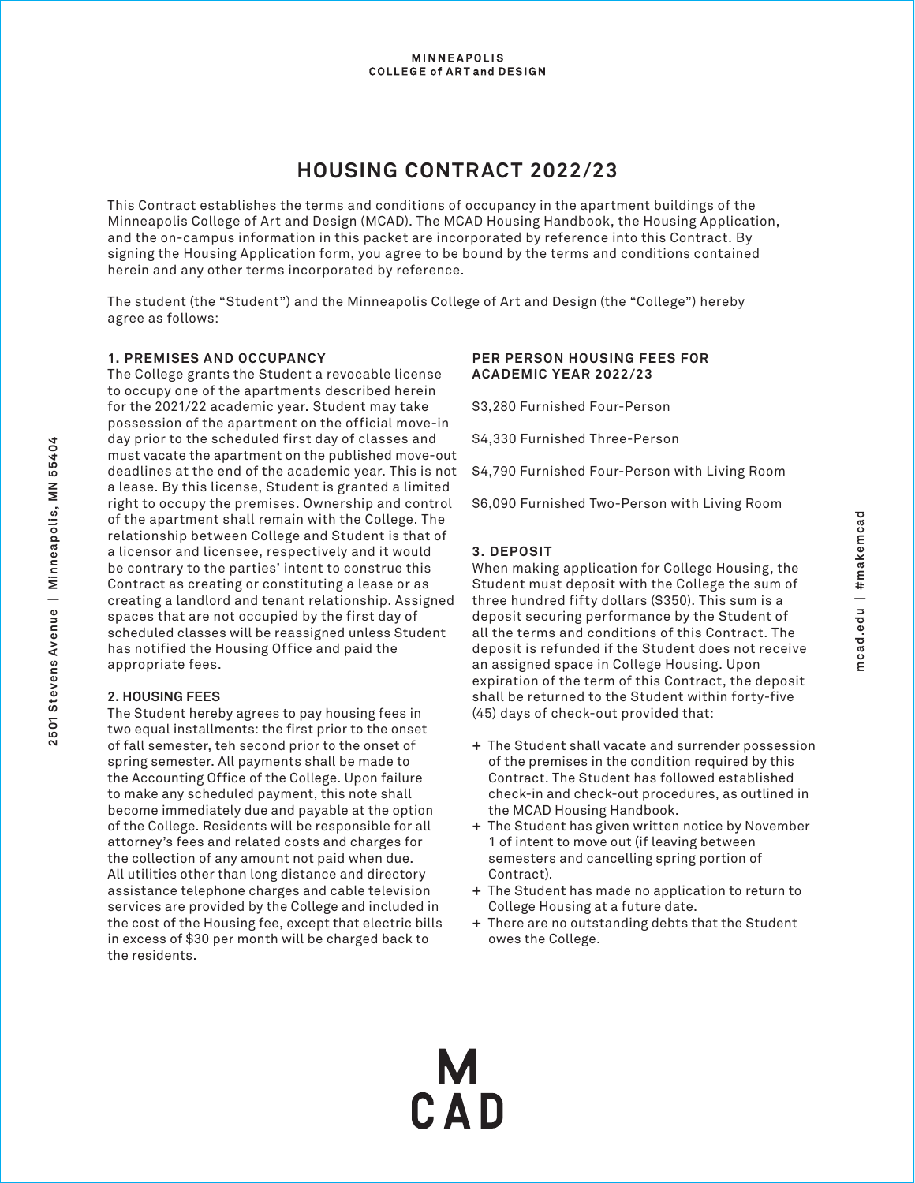MINNEAPOLIS
COLLEGE of ART and DESIGN

# HOUSING CONTRACT 2022/23

This Contract establishes the terms and conditions of occupancy in the apartment buildings of the Minneapolis College of Art and Design (MCAD). The MCAD Housing Handbook, the Housing Application, and the on-campus information in this packet are incorporated by reference into this Contract. By signing the Housing Application form, you agree to be bound by the terms and conditions contained herein and any other terms incorporated by reference.

The student (the "Student") and the Minneapolis College of Art and Design (the "College") hereby agree as follows:

### 1. PREMISES AND OCCUPANCY

The College grants the Student a revocable license to occupy one of the apartments described herein for the 2021/22 academic year. Student may take possession of the apartment on the official move-in day prior to the scheduled first day of classes and must vacate the apartment on the published move-out deadlines at the end of the academic year. This is not a lease. By this license, Student is granted a limited right to occupy the premises. Ownership and control of the apartment shall remain with the College. The relationship between College and Student is that of a licensor and licensee, respectively and it would be contrary to the parties' intent to construe this Contract as creating or constituting a lease or as creating a landlord and tenant relationship. Assigned spaces that are not occupied by the first day of scheduled classes will be reassigned unless Student has notified the Housing Office and paid the appropriate fees.

### 2. HOUSING FEES

The Student hereby agrees to pay housing fees in two equal installments: the first prior to the onset of fall semester, teh second prior to the onset of spring semester. All payments shall be made to the Accounting Office of the College. Upon failure to make any scheduled payment, this note shall become immediately due and payable at the option of the College. Residents will be responsible for all attorney's fees and related costs and charges for the collection of any amount not paid when due. All utilities other than long distance and directory assistance telephone charges and cable television services are provided by the College and included in the cost of the Housing fee, except that electric bills in excess of $30 per month will be charged back to the residents.

### PER PERSON HOUSING FEES FOR ACADEMIC YEAR 2022/23

$3,280 Furnished Four-Person

$4,330 Furnished Three-Person

$4,790 Furnished Four-Person with Living Room

$6,090 Furnished Two-Person with Living Room

### 3. DEPOSIT

When making application for College Housing, the Student must deposit with the College the sum of three hundred fifty dollars ($350). This sum is a deposit securing performance by the Student of all the terms and conditions of this Contract. The deposit is refunded if the Student does not receive an assigned space in College Housing. Upon expiration of the term of this Contract, the deposit shall be returned to the Student within forty-five (45) days of check-out provided that:

+ The Student shall vacate and surrender possession of the premises in the condition required by this Contract. The Student has followed established check-in and check-out procedures, as outlined in the MCAD Housing Handbook.
+ The Student has given written notice by November 1 of intent to move out (if leaving between semesters and cancelling spring portion of Contract).
+ The Student has made no application to return to College Housing at a future date.
+ There are no outstanding debts that the Student owes the College.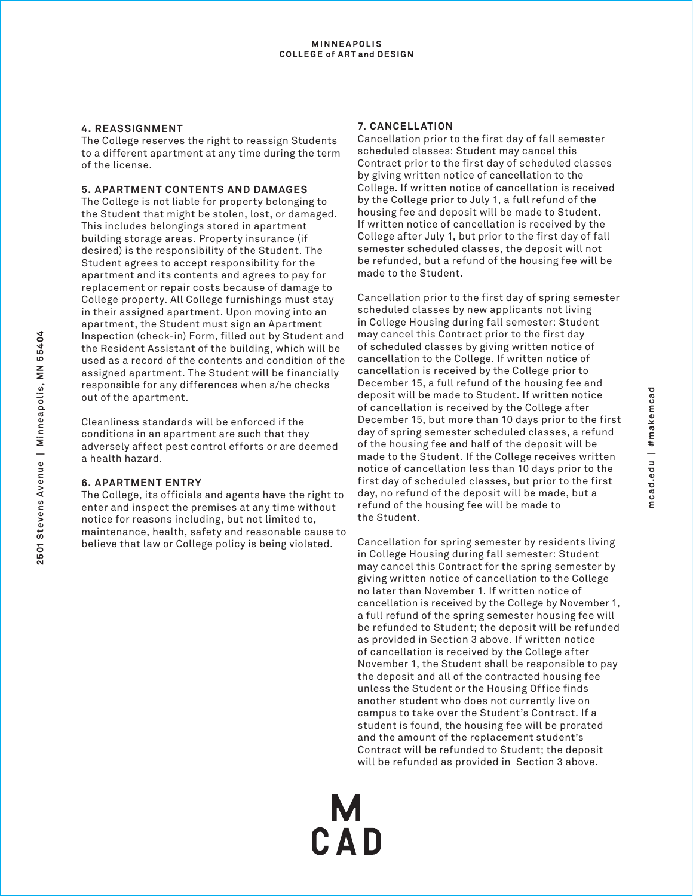### 4. REASSIGNMENT

The College reserves the right to reassign Students to a different apartment at any time during the term of the license.

### 5. APARTMENT CONTENTS AND DAMAGES

The College is not liable for property belonging to the Student that might be stolen, lost, or damaged. This includes belongings stored in apartment building storage areas. Property insurance (if desired) is the responsibility of the Student. The Student agrees to accept responsibility for the apartment and its contents and agrees to pay for replacement or repair costs because of damage to College property. All College furnishings must stay in their assigned apartment. Upon moving into an apartment, the Student must sign an Apartment Inspection (check-in) Form, filled out by Student and the Resident Assistant of the building, which will be used as a record of the contents and condition of the assigned apartment. The Student will be financially responsible for any differences when s/he checks out of the apartment.

Cleanliness standards will be enforced if the conditions in an apartment are such that they adversely affect pest control efforts or are deemed a health hazard.

### 6. APARTMENT ENTRY

The College, its officials and agents have the right to enter and inspect the premises at any time without notice for reasons including, but not limited to, maintenance, health, safety and reasonable cause to believe that law or College policy is being violated.

### 7. CANCELLATION

Cancellation prior to the first day of fall semester scheduled classes: Student may cancel this Contract prior to the first day of scheduled classes by giving written notice of cancellation to the College. If written notice of cancellation is received by the College prior to July 1, a full refund of the housing fee and deposit will be made to Student. If written notice of cancellation is received by the College after July 1, but prior to the first day of fall semester scheduled classes, the deposit will not be refunded, but a refund of the housing fee will be made to the Student.

Cancellation prior to the first day of spring semester scheduled classes by new applicants not living in College Housing during fall semester: Student may cancel this Contract prior to the first day of scheduled classes by giving written notice of cancellation to the College. If written notice of cancellation is received by the College prior to December 15, a full refund of the housing fee and deposit will be made to Student. If written notice of cancellation is received by the College after December 15, but more than 10 days prior to the first day of spring semester scheduled classes, a refund of the housing fee and half of the deposit will be made to the Student. If the College receives written notice of cancellation less than 10 days prior to the first day of scheduled classes, but prior to the first day, no refund of the deposit will be made, but a refund of the housing fee will be made to the Student.

Cancellation for spring semester by residents living in College Housing during fall semester: Student may cancel this Contract for the spring semester by giving written notice of cancellation to the College no later than November 1. If written notice of cancellation is received by the College by November 1, a full refund of the spring semester housing fee will be refunded to Student; the deposit will be refunded as provided in Section 3 above. If written notice of cancellation is received by the College after November 1, the Student shall be responsible to pay the deposit and all of the contracted housing fee unless the Student or the Housing Office finds another student who does not currently live on campus to take over the Student's Contract. If a student is found, the housing fee will be prorated and the amount of the replacement student's Contract will be refunded to Student; the deposit will be refunded as provided in Section 3 above.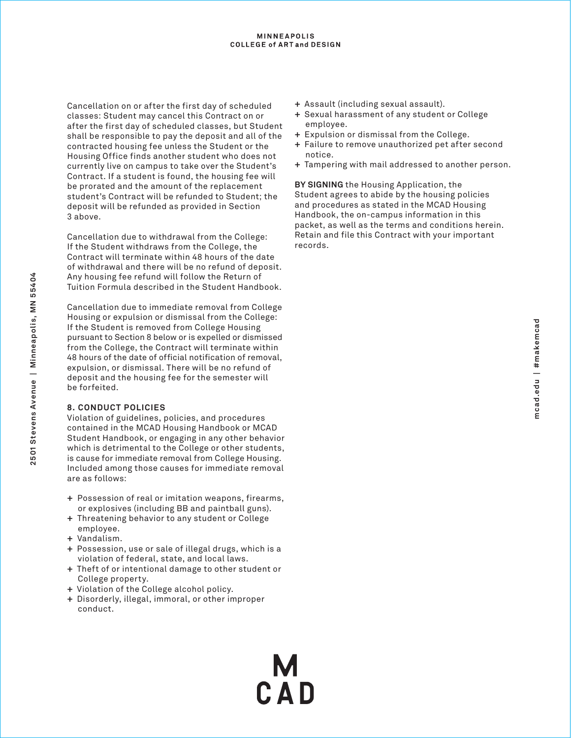Cancellation on or after the first day of scheduled classes: Student may cancel this Contract on or after the first day of scheduled classes, but Student shall be responsible to pay the deposit and all of the contracted housing fee unless the Student or the Housing Office finds another student who does not currently live on campus to take over the Student's Contract. If a student is found, the housing fee will be prorated and the amount of the replacement student's Contract will be refunded to Student; the deposit will be refunded as provided in Section 3 above.

Cancellation due to withdrawal from the College: If the Student withdraws from the College, the Contract will terminate within 48 hours of the date of withdrawal and there will be no refund of deposit. Any housing fee refund will follow the Return of Tuition Formula described in the Student Handbook.

Cancellation due to immediate removal from College Housing or expulsion or dismissal from the College: If the Student is removed from College Housing pursuant to Section 8 below or is expelled or dismissed from the College, the Contract will terminate within 48 hours of the date of official notification of removal, expulsion, or dismissal. There will be no refund of deposit and the housing fee for the semester will be forfeited.

## 8. CONDUCT POLICIES

Violation of guidelines, policies, and procedures contained in the MCAD Housing Handbook or MCAD Student Handbook, or engaging in any other behavior which is detrimental to the College or other students, is cause for immediate removal from College Housing. Included among those causes for immediate removal are as follows:

+ Possession of real or imitation weapons, firearms, or explosives (including BB and paintball guns).
+ Threatening behavior to any student or College employee.
+ Vandalism.
+ Possession, use or sale of illegal drugs, which is a violation of federal, state, and local laws.
+ Theft of or intentional damage to other student or College property.
+ Violation of the College alcohol policy.
+ Disorderly, illegal, immoral, or other improper conduct.
+ Assault (including sexual assault).
+ Sexual harassment of any student or College employee.
+ Expulsion or dismissal from the College.
+ Failure to remove unauthorized pet after second notice.
+ Tampering with mail addressed to another person.

**BY SIGNING** the Housing Application, the Student agrees to abide by the housing policies and procedures as stated in the MCAD Housing Handbook, the on-campus information in this packet, as well as the terms and conditions herein. Retain and file this Contract with your important records.